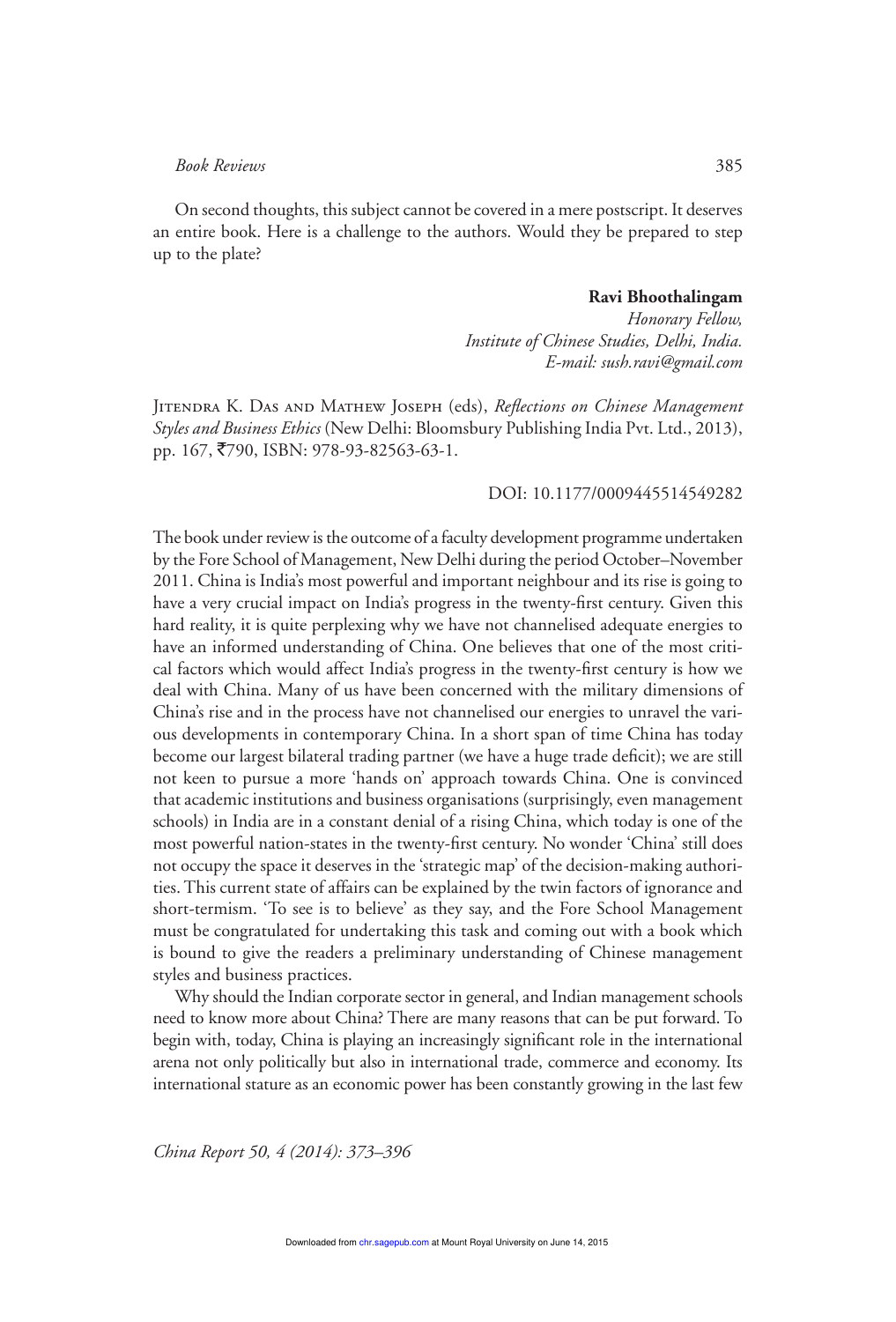On second thoughts, this subject cannot be covered in a mere postscript. It deserves an entire book. Here is a challenge to the authors. Would they be prepared to step up to the plate?

**Ravi Bhoothalingam**
*Honorary Fellow,*
*Institute of Chinese Studies, Delhi, India.*
*E-mail: sush.ravi@gmail.com*

Jitendra K. Das and Mathew Joseph (eds), *Reflections on Chinese Management Styles and Business Ethics* (New Delhi: Bloomsbury Publishing India Pvt. Ltd., 2013), pp. 167, ₹790, ISBN: 978-93-82563-63-1.

DOI: 10.1177/0009445514549282

The book under review is the outcome of a faculty development programme undertaken by the Fore School of Management, New Delhi during the period October–November 2011. China is India's most powerful and important neighbour and its rise is going to have a very crucial impact on India's progress in the twenty-first century. Given this hard reality, it is quite perplexing why we have not channelised adequate energies to have an informed understanding of China. One believes that one of the most critical factors which would affect India's progress in the twenty-first century is how we deal with China. Many of us have been concerned with the military dimensions of China's rise and in the process have not channelised our energies to unravel the various developments in contemporary China. In a short span of time China has today become our largest bilateral trading partner (we have a huge trade deficit); we are still not keen to pursue a more 'hands on' approach towards China. One is convinced that academic institutions and business organisations (surprisingly, even management schools) in India are in a constant denial of a rising China, which today is one of the most powerful nation-states in the twenty-first century. No wonder 'China' still does not occupy the space it deserves in the 'strategic map' of the decision-making authorities. This current state of affairs can be explained by the twin factors of ignorance and short-termism. 'To see is to believe' as they say, and the Fore School Management must be congratulated for undertaking this task and coming out with a book which is bound to give the readers a preliminary understanding of Chinese management styles and business practices.

Why should the Indian corporate sector in general, and Indian management schools need to know more about China? There are many reasons that can be put forward. To begin with, today, China is playing an increasingly significant role in the international arena not only politically but also in international trade, commerce and economy. Its international stature as an economic power has been constantly growing in the last few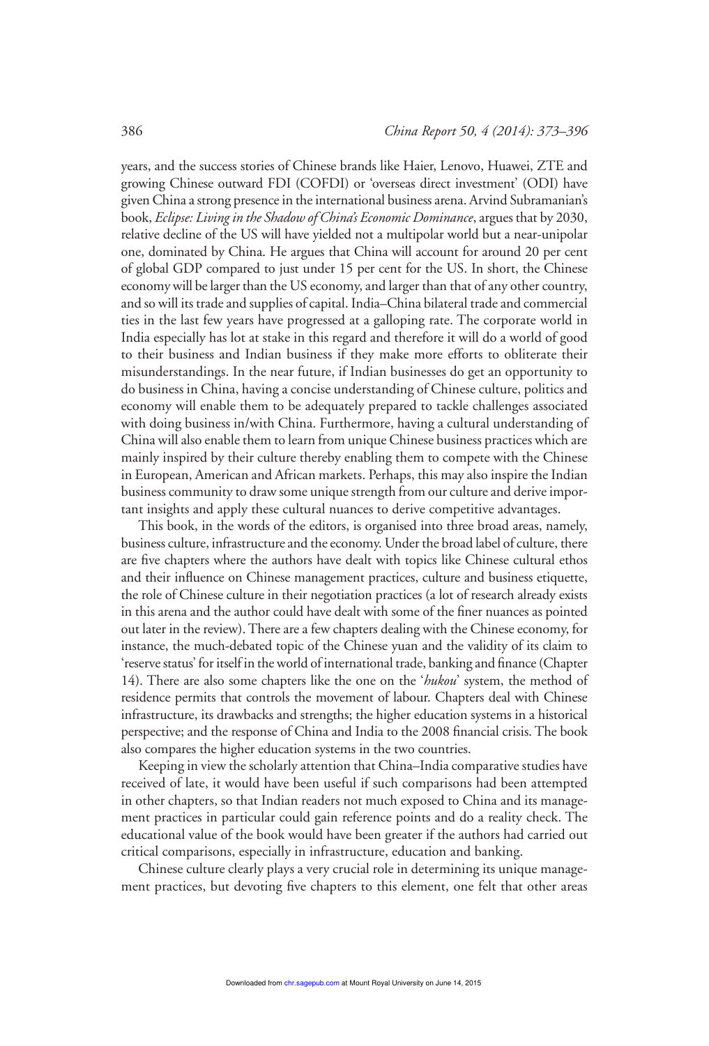years, and the success stories of Chinese brands like Haier, Lenovo, Huawei, ZTE and growing Chinese outward FDI (COFDI) or 'overseas direct investment' (ODI) have given China a strong presence in the international business arena. Arvind Subramanian's book, *Eclipse: Living in the Shadow of China's Economic Dominance*, argues that by 2030, relative decline of the US will have yielded not a multipolar world but a near-unipolar one, dominated by China. He argues that China will account for around 20 per cent of global GDP compared to just under 15 per cent for the US. In short, the Chinese economy will be larger than the US economy, and larger than that of any other country, and so will its trade and supplies of capital. India–China bilateral trade and commercial ties in the last few years have progressed at a galloping rate. The corporate world in India especially has lot at stake in this regard and therefore it will do a world of good to their business and Indian business if they make more efforts to obliterate their misunderstandings. In the near future, if Indian businesses do get an opportunity to do business in China, having a concise understanding of Chinese culture, politics and economy will enable them to be adequately prepared to tackle challenges associated with doing business in/with China. Furthermore, having a cultural understanding of China will also enable them to learn from unique Chinese business practices which are mainly inspired by their culture thereby enabling them to compete with the Chinese in European, American and African markets. Perhaps, this may also inspire the Indian business community to draw some unique strength from our culture and derive important insights and apply these cultural nuances to derive competitive advantages.

This book, in the words of the editors, is organised into three broad areas, namely, business culture, infrastructure and the economy. Under the broad label of culture, there are five chapters where the authors have dealt with topics like Chinese cultural ethos and their influence on Chinese management practices, culture and business etiquette, the role of Chinese culture in their negotiation practices (a lot of research already exists in this arena and the author could have dealt with some of the finer nuances as pointed out later in the review). There are a few chapters dealing with the Chinese economy, for instance, the much-debated topic of the Chinese yuan and the validity of its claim to 'reserve status' for itself in the world of international trade, banking and finance (Chapter 14). There are also some chapters like the one on the '*hukou*' system, the method of residence permits that controls the movement of labour. Chapters deal with Chinese infrastructure, its drawbacks and strengths; the higher education systems in a historical perspective; and the response of China and India to the 2008 financial crisis. The book also compares the higher education systems in the two countries.

Keeping in view the scholarly attention that China–India comparative studies have received of late, it would have been useful if such comparisons had been attempted in other chapters, so that Indian readers not much exposed to China and its management practices in particular could gain reference points and do a reality check. The educational value of the book would have been greater if the authors had carried out critical comparisons, especially in infrastructure, education and banking.

Chinese culture clearly plays a very crucial role in determining its unique management practices, but devoting five chapters to this element, one felt that other areas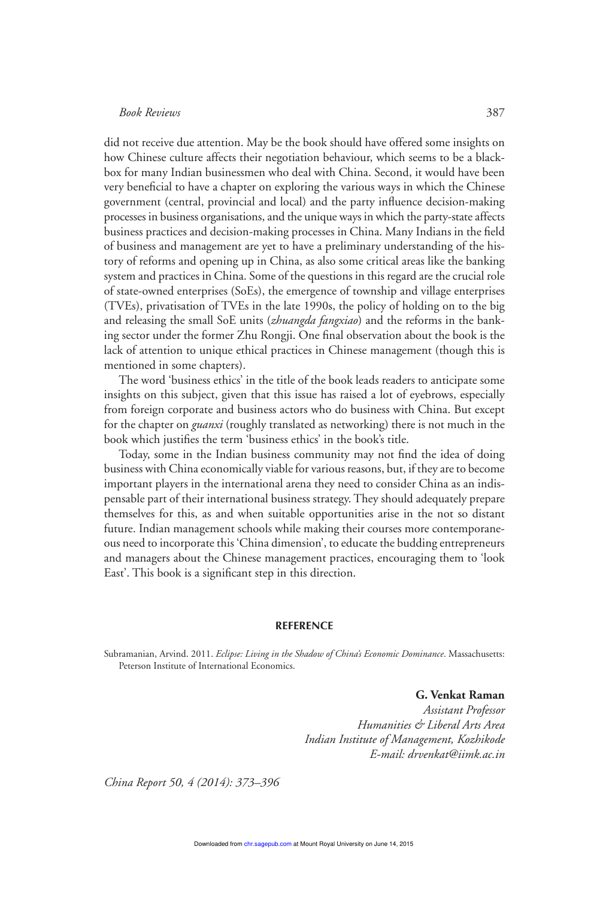did not receive due attention. May be the book should have offered some insights on how Chinese culture affects their negotiation behaviour, which seems to be a black-box for many Indian businessmen who deal with China. Second, it would have been very beneficial to have a chapter on exploring the various ways in which the Chinese government (central, provincial and local) and the party influence decision-making processes in business organisations, and the unique ways in which the party-state affects business practices and decision-making processes in China. Many Indians in the field of business and management are yet to have a preliminary understanding of the history of reforms and opening up in China, as also some critical areas like the banking system and practices in China. Some of the questions in this regard are the crucial role of state-owned enterprises (SoEs), the emergence of township and village enterprises (TVEs), privatisation of TVEs in the late 1990s, the policy of holding on to the big and releasing the small SoE units (*zhuangda fangxiao*) and the reforms in the banking sector under the former Zhu Rongji. One final observation about the book is the lack of attention to unique ethical practices in Chinese management (though this is mentioned in some chapters).

The word 'business ethics' in the title of the book leads readers to anticipate some insights on this subject, given that this issue has raised a lot of eyebrows, especially from foreign corporate and business actors who do business with China. But except for the chapter on *guanxi* (roughly translated as networking) there is not much in the book which justifies the term 'business ethics' in the book's title.

Today, some in the Indian business community may not find the idea of doing business with China economically viable for various reasons, but, if they are to become important players in the international arena they need to consider China as an indispensable part of their international business strategy. They should adequately prepare themselves for this, as and when suitable opportunities arise in the not so distant future. Indian management schools while making their courses more contemporaneous need to incorporate this 'China dimension', to educate the budding entrepreneurs and managers about the Chinese management practices, encouraging them to 'look East'. This book is a significant step in this direction.

## REFERENCE

Subramanian, Arvind. 2011. *Eclipse: Living in the Shadow of China's Economic Dominance*. Massachusetts: Peterson Institute of International Economics.

**G. Venkat Raman**
*Assistant Professor*
*Humanities & Liberal Arts Area*
*Indian Institute of Management, Kozhikode*
*E-mail: drvenkat@iimk.ac.in*